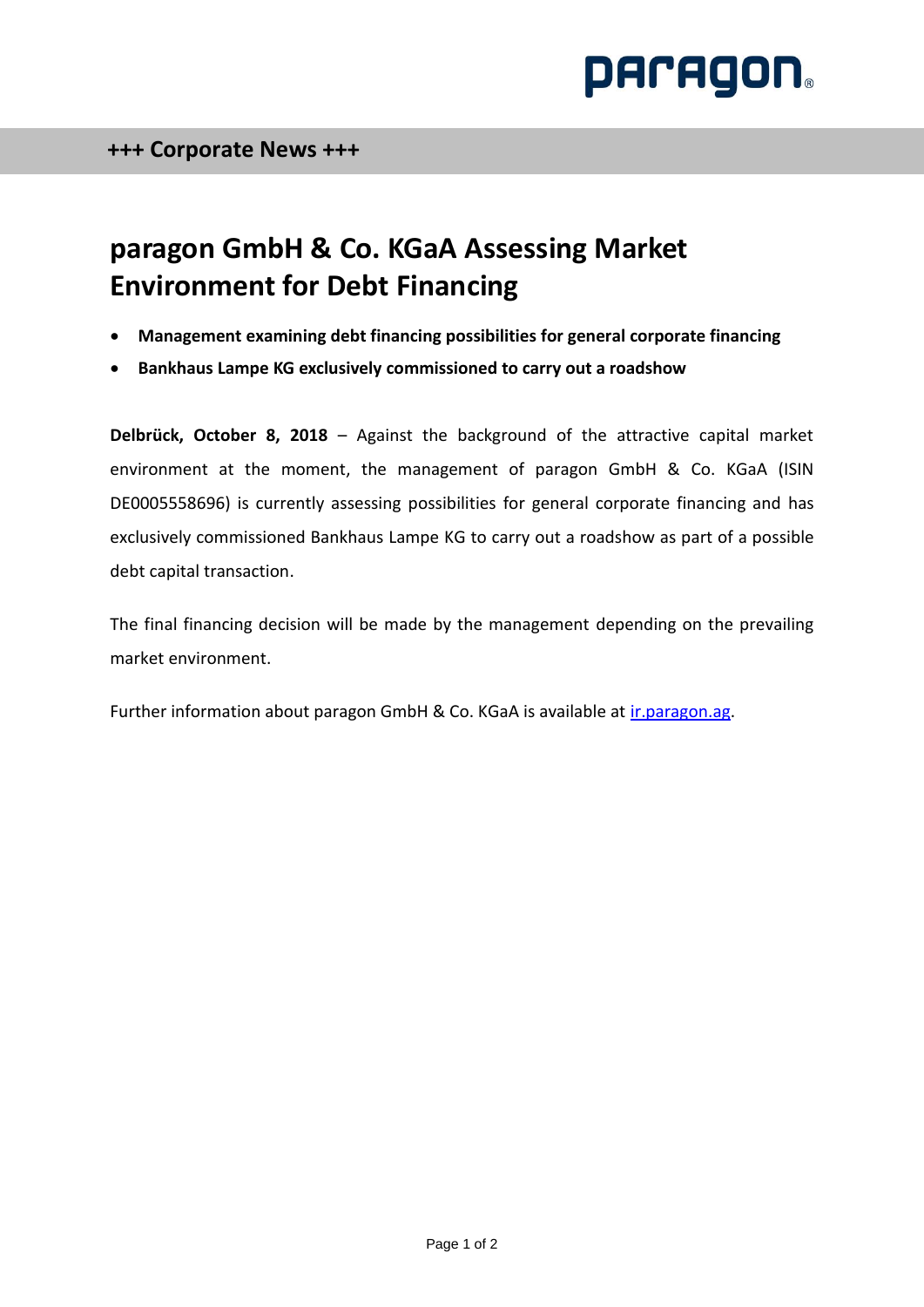**+++ Corporate News +++**

# paragon GmbH & Co. KGaA Assessing Market Environment for Debt Financing

- **Management examining debt financing possibilities for general corporate financing**
- **Bankhaus Lampe KG exclusively commissioned to carry out a roadshow**

**Delbrück, October 8, 2018** – Against the background of the attractive capital market environment at the moment, the management of paragon GmbH & Co. KGaA (ISIN DE0005558696) is currently assessing possibilities for general corporate financing and has exclusively commissioned Bankhaus Lampe KG to carry out a roadshow as part of a possible debt capital transaction.

The final financing decision will be made by the management depending on the prevailing market environment.

Further information about paragon GmbH & Co. KGaA is available at [ir.paragon.ag](ir.paragon.ag).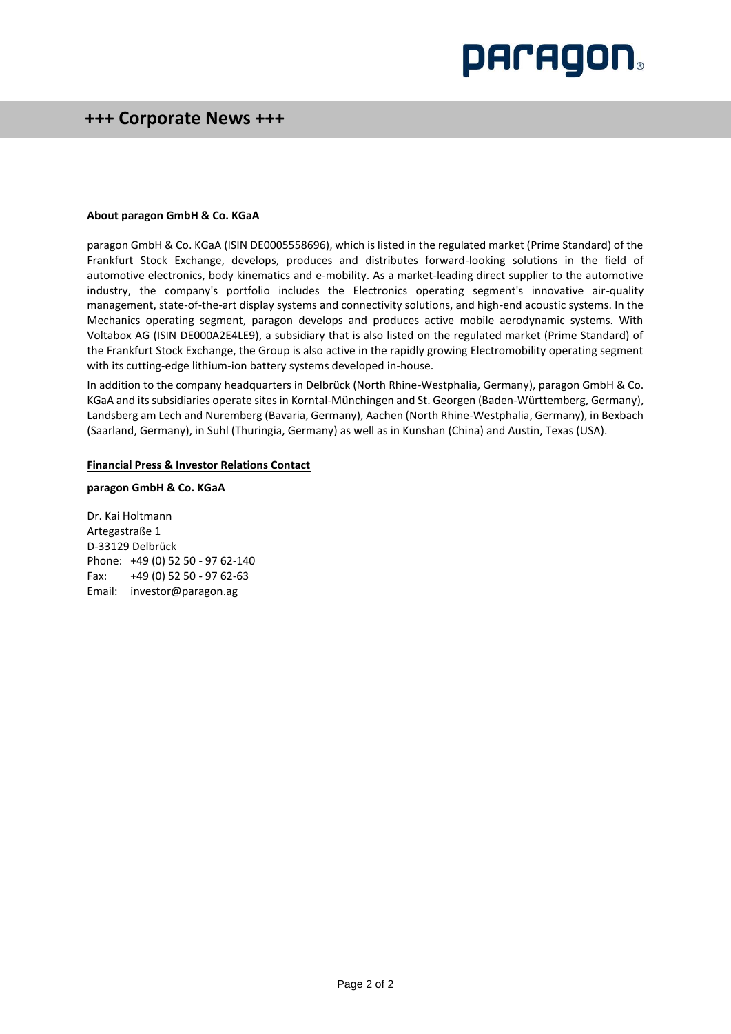**+++ Corporate News +++**

**About paragon GmbH & Co. KGaA**

paragon GmbH & Co. KGaA (ISIN DE0005558696), which is listed in the regulated market (Prime Standard) of the Frankfurt Stock Exchange, develops, produces and distributes forward-looking solutions in the field of automotive electronics, body kinematics and e-mobility. As a market-leading direct supplier to the automotive industry, the company's portfolio includes the Electronics operating segment's innovative air-quality management, state-of-the-art display systems and connectivity solutions, and high-end acoustic systems. In the Mechanics operating segment, paragon develops and produces active mobile aerodynamic systems. With Voltabox AG (ISIN DE000A2E4LE9), a subsidiary that is also listed on the regulated market (Prime Standard) of the Frankfurt Stock Exchange, the Group is also active in the rapidly growing Electromobility operating segment with its cutting-edge lithium-ion battery systems developed in-house.

In addition to the company headquarters in Delbrück (North Rhine-Westphalia, Germany), paragon GmbH & Co. KGaA and its subsidiaries operate sites in Korntal-Münchingen and St. Georgen (Baden-Württemberg, Germany), Landsberg am Lech and Nuremberg (Bavaria, Germany), Aachen (North Rhine-Westphalia, Germany), in Bexbach (Saarland, Germany), in Suhl (Thuringia, Germany) as well as in Kunshan (China) and Austin, Texas (USA).

**Financial Press & Investor Relations Contact**

**paragon GmbH & Co. KGaA**

Dr. Kai Holtmann
Artegastraße 1
D-33129 Delbrück
Phone: +49 (0) 52 50 - 97 62-140
Fax: +49 (0) 52 50 - 97 62-63
Email: investor@paragon.ag